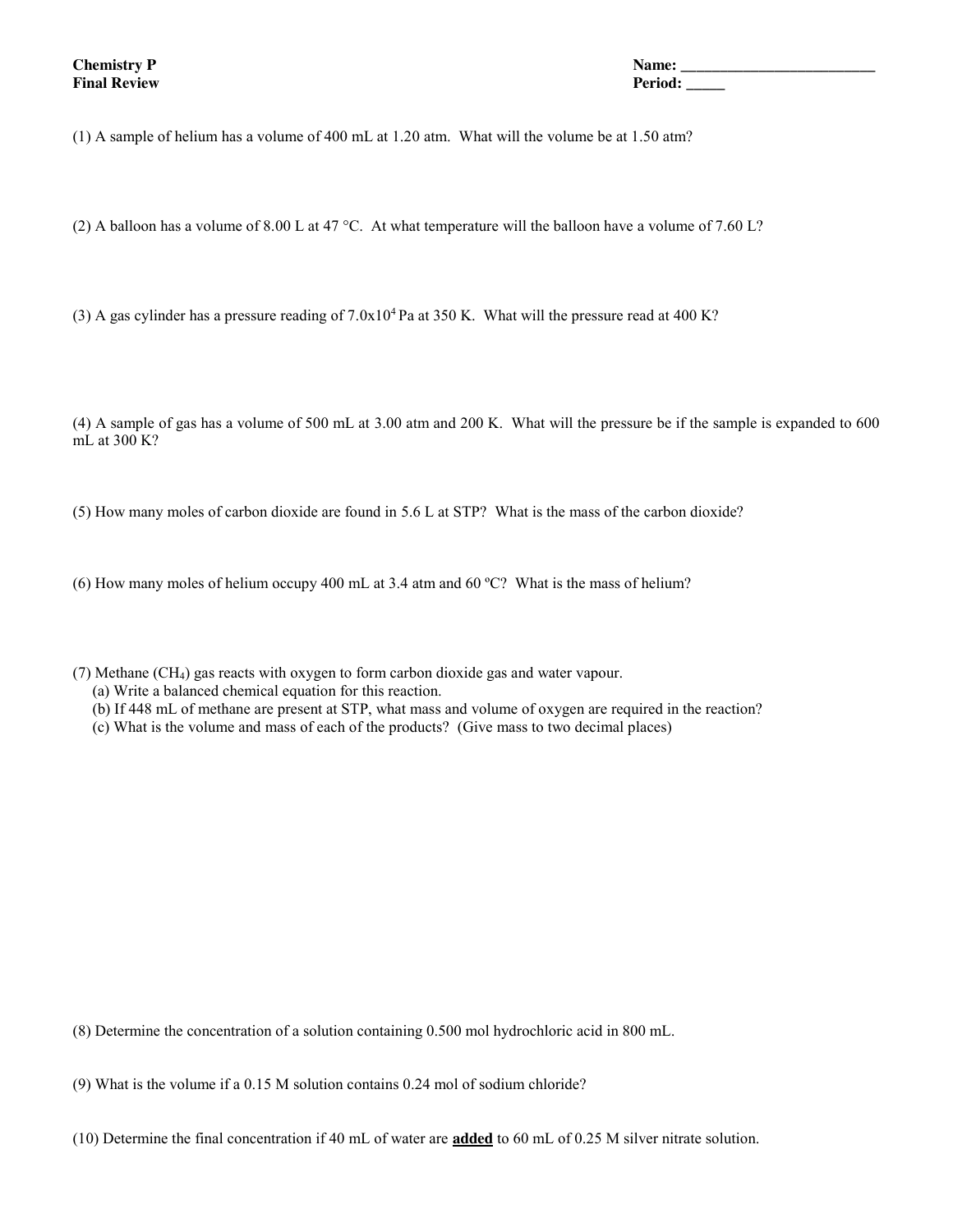**Chemistry P** 
**Final Review**

**Name:** ___________________________ 
**Period:** _____

(1) A sample of helium has a volume of 400 mL at 1.20 atm. What will the volume be at 1.50 atm?

(2) A balloon has a volume of 8.00 L at 47 °C. At what temperature will the balloon have a volume of 7.60 L?

(3) A gas cylinder has a pressure reading of $7.0 \times 10^4$ Pa at 350 K. What will the pressure read at 400 K?

(4) A sample of gas has a volume of 500 mL at 3.00 atm and 200 K. What will the pressure be if the sample is expanded to 600 mL at 300 K?

(5) How many moles of carbon dioxide are found in 5.6 L at STP? What is the mass of the carbon dioxide?

(6) How many moles of helium occupy 400 mL at 3.4 atm and 60 ºC? What is the mass of helium?

(7) Methane ($CH_4$) gas reacts with oxygen to form carbon dioxide gas and water vapour.
(a) Write a balanced chemical equation for this reaction.
(b) If 448 mL of methane are present at STP, what mass and volume of oxygen are required in the reaction?
(c) What is the volume and mass of each of the products? (Give mass to two decimal places)

(8) Determine the concentration of a solution containing 0.500 mol hydrochloric acid in 800 mL.

(9) What is the volume if a 0.15 M solution contains 0.24 mol of sodium chloride?

(10) Determine the final concentration if 40 mL of water are **added** to 60 mL of 0.25 M silver nitrate solution.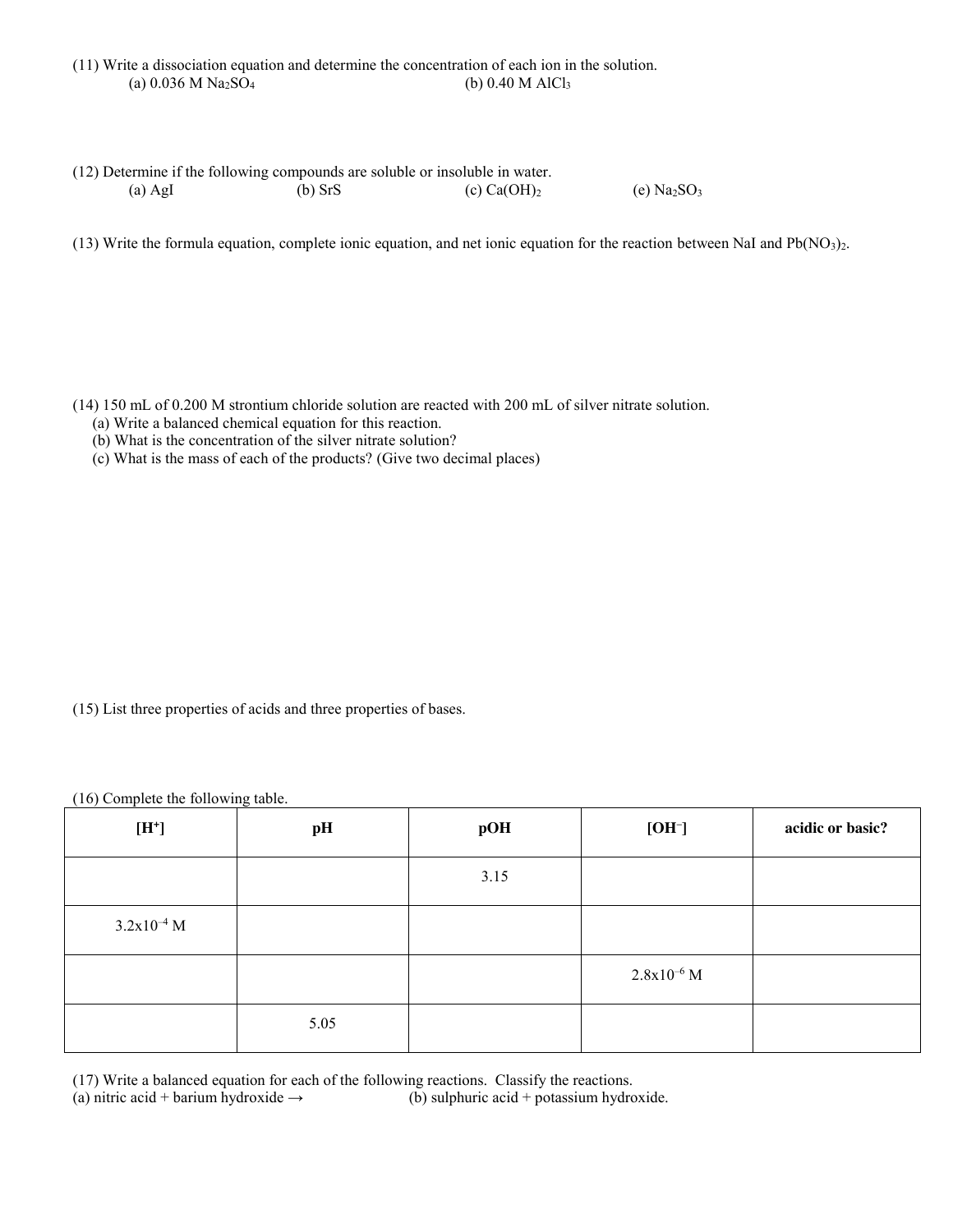(11) Write a dissociation equation and determine the concentration of each ion in the solution.

(a) 0.036 M $Na_2SO_4$

(b) 0.40 M $AlCl_3$

(12) Determine if the following compounds are soluble or insoluble in water.

(a) AgI

(b) SrS

(c) $Ca(OH)_2$

(e) $Na_2SO_3$

(13) Write the formula equation, complete ionic equation, and net ionic equation for the reaction between NaI and $Pb(NO_3)_2$.

(14) 150 mL of 0.200 M strontium chloride solution are reacted with 200 mL of silver nitrate solution.

(a) Write a balanced chemical equation for this reaction.
(b) What is the concentration of the silver nitrate solution?
(c) What is the mass of each of the products? (Give two decimal places)

(15) List three properties of acids and three properties of bases.

(16) Complete the following table.

| $[H^+]$ | pH | pOH | $[OH^-]$ | acidic or basic? |
|---|---|---|---|---|
| | | 3.15 | | |
| $3.2 \times 10^{-4}$ M | | | | |
| | | | $2.8 \times 10^{-6}$ M | |
| | 5.05 | | | |

(17) Write a balanced equation for each of the following reactions. Classify the reactions.

(a) nitric acid + barium hydroxide →

(b) sulphuric acid + potassium hydroxide.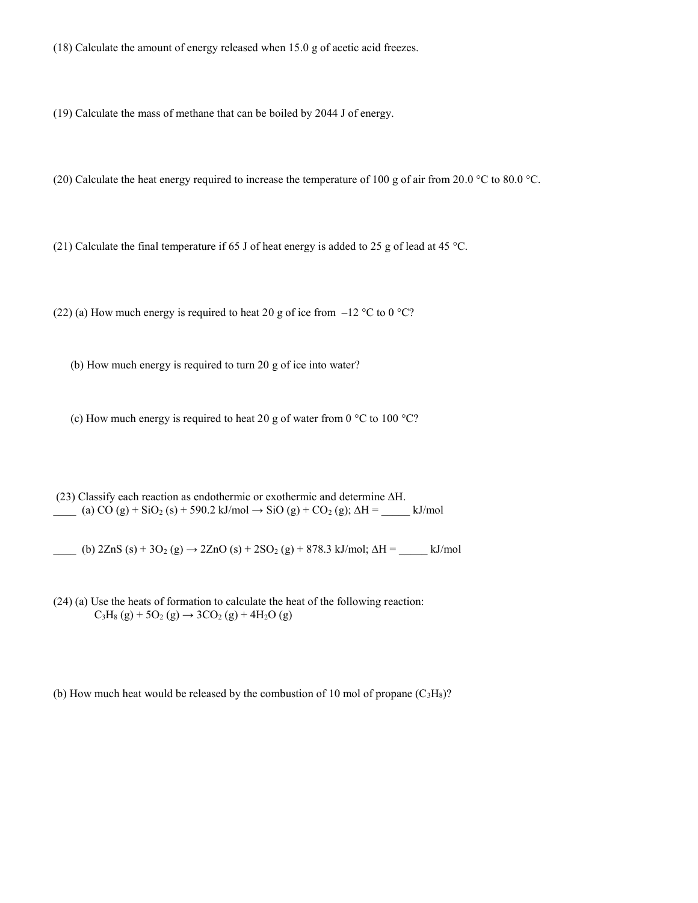(18) Calculate the amount of energy released when 15.0 g of acetic acid freezes.

(19) Calculate the mass of methane that can be boiled by 2044 J of energy.

(20) Calculate the heat energy required to increase the temperature of 100 g of air from 20.0 °C to 80.0 °C.

(21) Calculate the final temperature if 65 J of heat energy is added to 25 g of lead at 45 °C.

(22) (a) How much energy is required to heat 20 g of ice from –12 °C to 0 °C?

(b) How much energy is required to turn 20 g of ice into water?

(c) How much energy is required to heat 20 g of water from 0 °C to 100 °C?

(23) Classify each reaction as endothermic or exothermic and determine ΔH.

____ (a) $CO (g) + SiO_2 (s) + 590.2 \text{ kJ/mol} \rightarrow SiO (g) + CO_2 (g)$; ΔH = _____ kJ/mol

____ (b) $2ZnS (s) + 3O_2 (g) \rightarrow 2ZnO (s) + 2SO_2 (g) + 878.3 \text{ kJ/mol}$; ΔH = _____ kJ/mol

(24) (a) Use the heats of formation to calculate the heat of the following reaction:

$$C_3H_8 (g) + 5O_2 (g) \rightarrow 3CO_2 (g) + 4H_2O (g)$$

(b) How much heat would be released by the combustion of 10 mol of propane ($C_3H_8$)?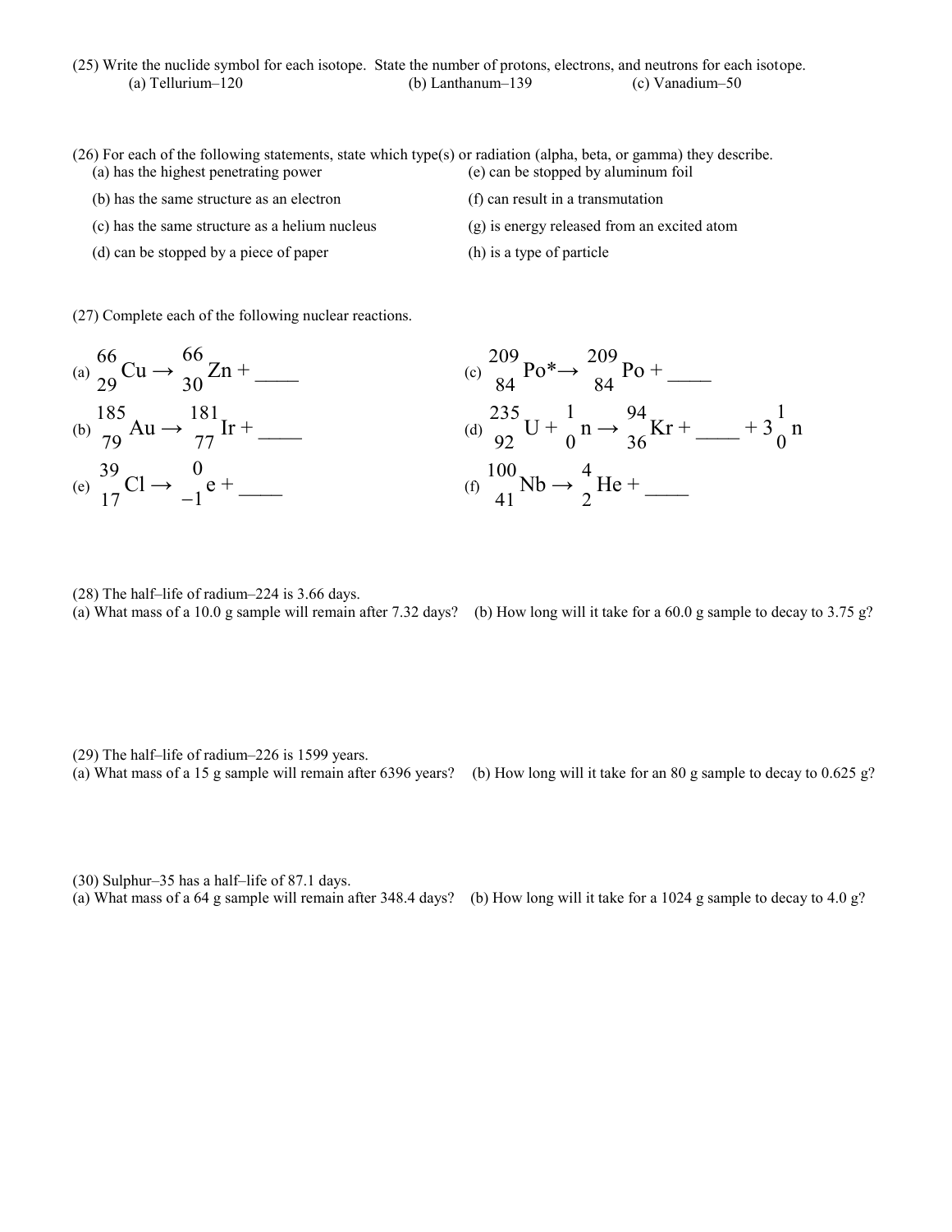(25) Write the nuclide symbol for each isotope. State the number of protons, electrons, and neutrons for each isotope.

(a) Tellurium–120 (b) Lanthanum–139 (c) Vanadium–50

(26) For each of the following statements, state which type(s) or radiation (alpha, beta, or gamma) they describe.

(a) has the highest penetrating power

(b) has the same structure as an electron

(c) has the same structure as a helium nucleus

(d) can be stopped by a piece of paper

(e) can be stopped by aluminum foil

(f) can result in a transmutation

(g) is energy released from an excited atom

(h) is a type of particle

(27) Complete each of the following nuclear reactions.

(a) ${}^{66}_{29}\text{Cu} \rightarrow {}^{66}_{30}\text{Zn} +$ \_\_\_\_

(b) ${}^{185}_{79}\text{Au} \rightarrow {}^{181}_{77}\text{Ir} +$ \_\_\_\_

(c) ${}^{209}_{84}\text{Po}^* \rightarrow {}^{209}_{84}\text{Po} +$ \_\_\_\_

(d) ${}^{235}_{92}\text{U} + {}^{1}_{0}\text{n} \rightarrow {}^{94}_{36}\text{Kr} +$ \_\_\_\_ $+ 3\,{}^{1}_{0}\text{n}$

(e) ${}^{39}_{17}\text{Cl} \rightarrow {}^{0}_{-1}\text{e} +$ \_\_\_\_

(f) ${}^{100}_{41}\text{Nb} \rightarrow {}^{4}_{2}\text{He} +$ \_\_\_\_

(28) The half–life of radium–224 is 3.66 days.

(a) What mass of a 10.0 g sample will remain after 7.32 days? (b) How long will it take for a 60.0 g sample to decay to 3.75 g?

(29) The half–life of radium–226 is 1599 years.

(a) What mass of a 15 g sample will remain after 6396 years? (b) How long will it take for an 80 g sample to decay to 0.625 g?

(30) Sulphur–35 has a half–life of 87.1 days.

(a) What mass of a 64 g sample will remain after 348.4 days? (b) How long will it take for a 1024 g sample to decay to 4.0 g?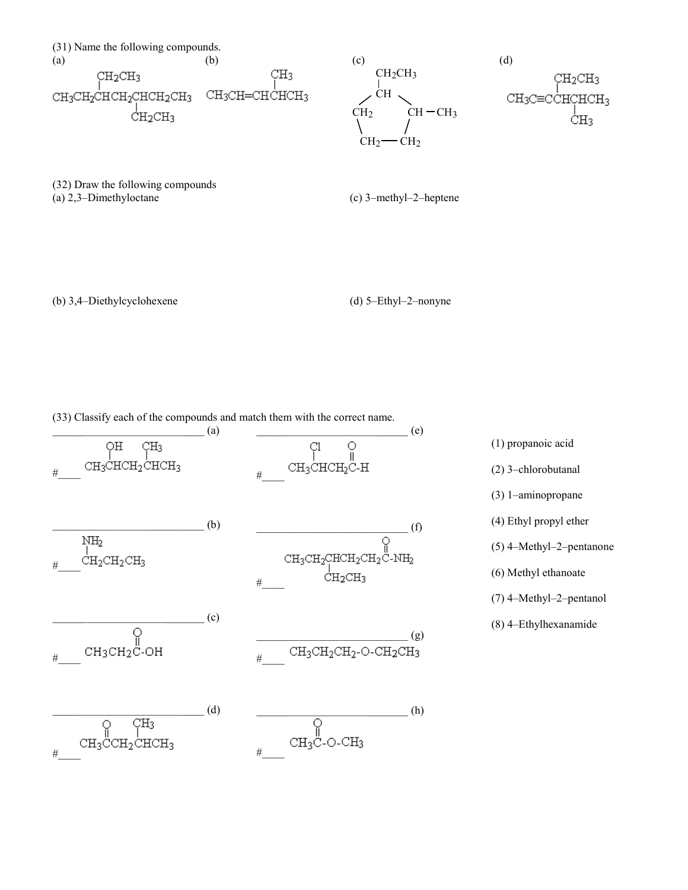(31) Name the following compounds.

(a)

```
       CH2CH3
       |
CH3CH2CHCH2CHCH2CH3
            |
            CH2CH3
```

(b)

```
             CH3
             |
CH3CH=CHCHCH3
```

(c)

```
        CH2CH3
        |
        CH
      /    \
   CH2      CH — CH3
    \       /
    CH2 — CH2
```

(d)

```
          CH2CH3
          |
CH3C≡CCHCHCH3
          |
          CH3
```

(32) Draw the following compounds

(a) 2,3–Dimethyloctane

(b) 3,4–Diethylcyclohexene

(c) 3–methyl–2–heptene

(d) 5–Ethyl–2–nonyne

(33) Classify each of the compounds and match them with the correct name.

___________________________ (a)

```
      OH    CH3
      |     |
#____ CH3CHCH2CHCH3
```

___________________________ (b)

```
      NH2
      |
#____ CH2CH2CH3
```

___________________________ (c)

```
             O
             ||
#____ CH3CH2C-OH
```

___________________________ (d)

```
         O    CH3
         ||   |
#____ CH3CCH2CHCH3
```

___________________________ (e)

```
         Cl     O
         |      ||
#____ CH3CHCH2C-H
```

___________________________ (f)

```
                   O
                   ||
CH3CH2CHCH2CH2C-NH2
        |
#____   CH2CH3
```

___________________________ (g)

```
#____ CH3CH2CH2-O-CH2CH3
```

___________________________ (h)

```
        O
        ||
#____ CH3C-O-CH3
```

(1) propanoic acid

(2) 3–chlorobutanal

(3) 1–aminopropane

(4) Ethyl propyl ether

(5) 4–Methyl–2–pentanone

(6) Methyl ethanoate

(7) 4–Methyl–2–pentanol

(8) 4–Ethylhexanamide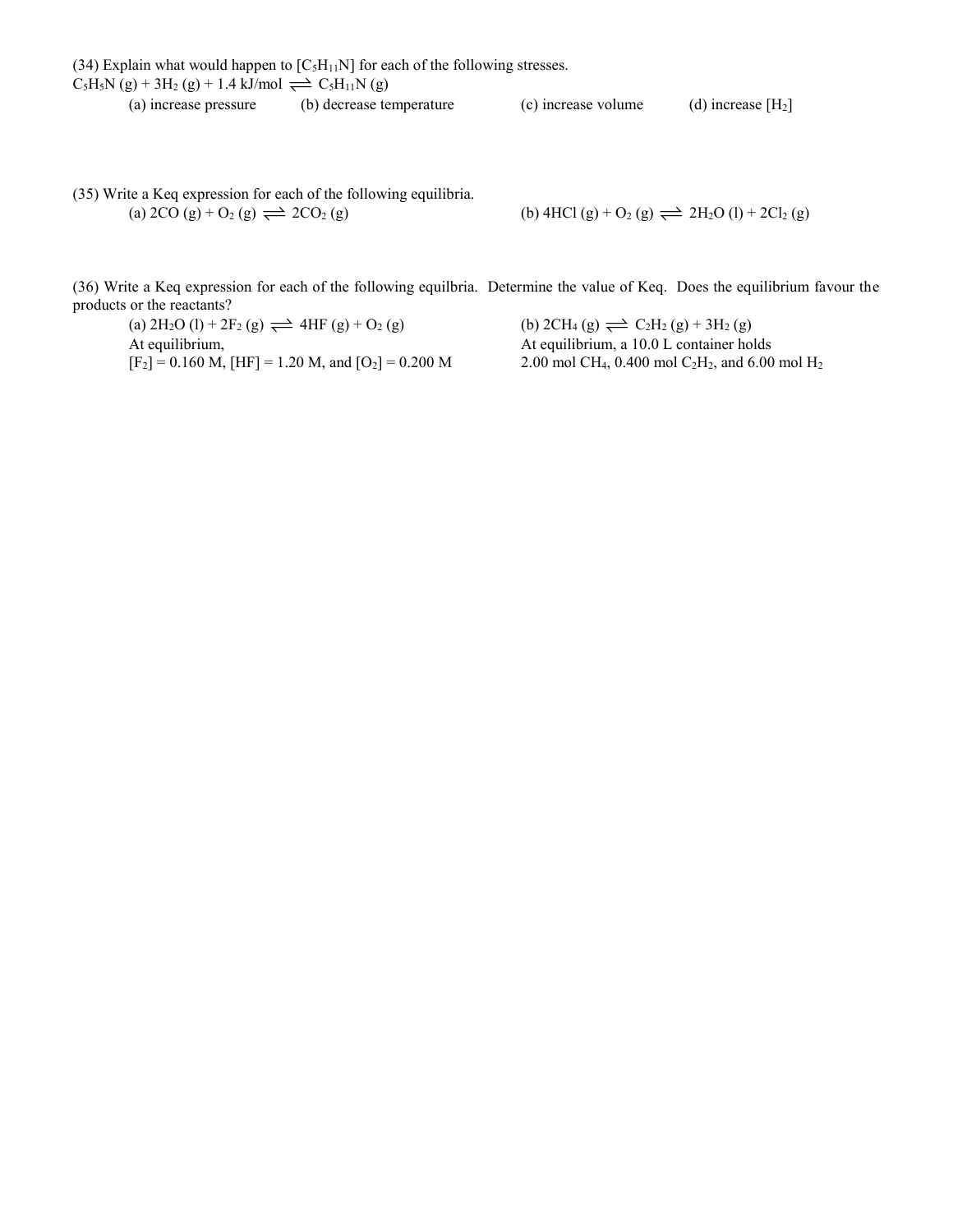(34) Explain what would happen to [$C_5H_{11}N$] for each of the following stresses.

$C_5H_5N\ (g) + 3H_2\ (g) + 1.4\ kJ/mol \rightleftharpoons C_5H_{11}N\ (g)$

(a) increase pressure (b) decrease temperature (c) increase volume (d) increase [$H_2$]

(35) Write a Keq expression for each of the following equilibria.

(a) $2CO\ (g) + O_2\ (g) \rightleftharpoons 2CO_2\ (g)$

(b) $4HCl\ (g) + O_2\ (g) \rightleftharpoons 2H_2O\ (l) + 2Cl_2\ (g)$

(36) Write a Keq expression for each of the following equilbria. Determine the value of Keq. Does the equilibrium favour the products or the reactants?

(a) $2H_2O\ (l) + 2F_2\ (g) \rightleftharpoons 4HF\ (g) + O_2\ (g)$
At equilibrium,
[$F_2$] = 0.160 M, [HF] = 1.20 M, and [$O_2$] = 0.200 M

(b) $2CH_4\ (g) \rightleftharpoons C_2H_2\ (g) + 3H_2\ (g)$
At equilibrium, a 10.0 L container holds
2.00 mol $CH_4$, 0.400 mol $C_2H_2$, and 6.00 mol $H_2$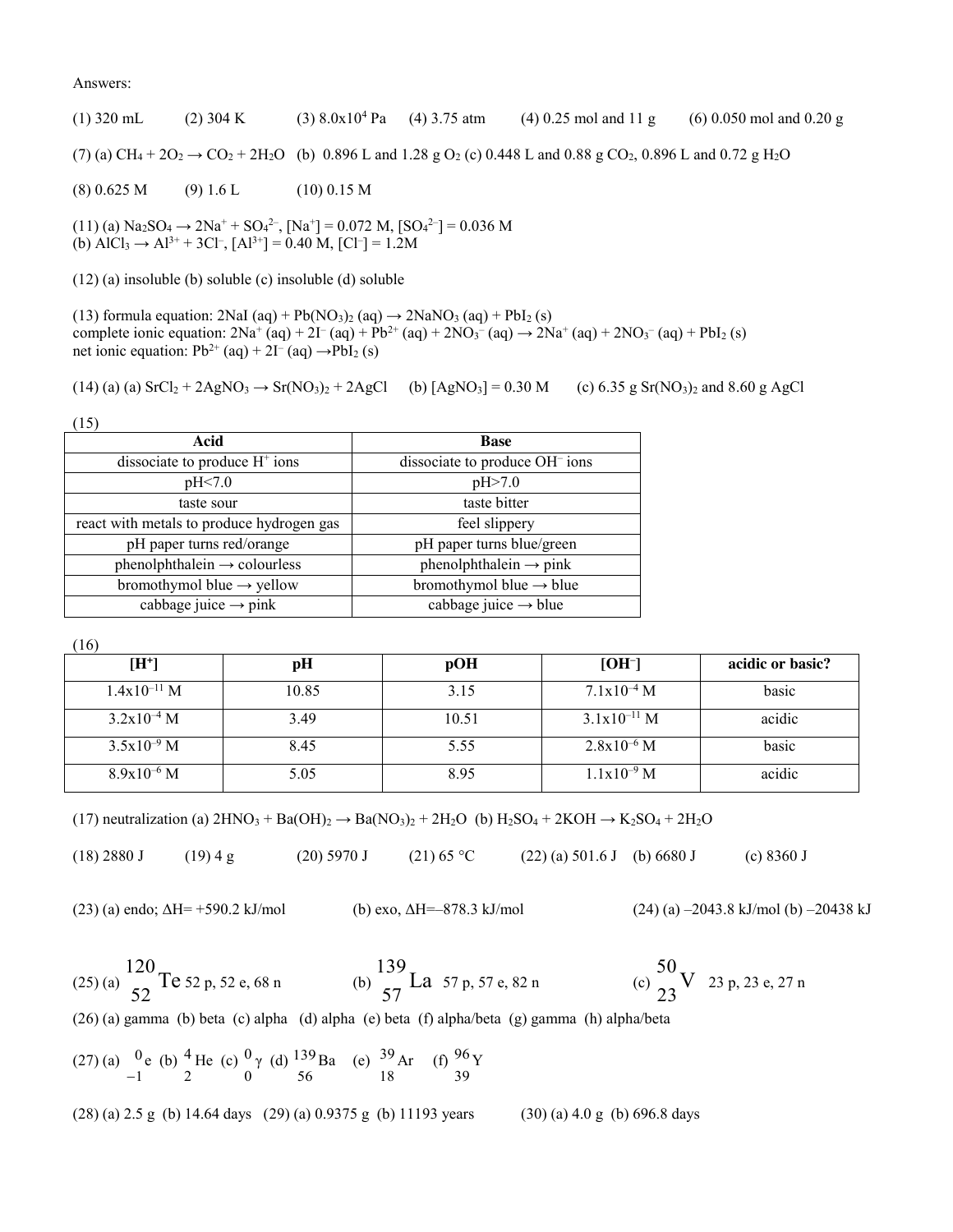Answers:

(1) 320 mL (2) 304 K (3) $8.0 \times 10^4$ Pa (4) 3.75 atm (4) 0.25 mol and 11 g (6) 0.050 mol and 0.20 g

(7) (a) $CH_4 + 2O_2 \rightarrow CO_2 + 2H_2O$ (b) 0.896 L and 1.28 g $O_2$ (c) 0.448 L and 0.88 g $CO_2$, 0.896 L and 0.72 g $H_2O$

(8) 0.625 M (9) 1.6 L (10) 0.15 M

(11) (a) $Na_2SO_4 \rightarrow 2Na^+ + SO_4^{2-}$, $[Na^+] = 0.072$ M, $[SO_4^{2-}] = 0.036$ M
(b) $AlCl_3 \rightarrow Al^{3+} + 3Cl^-$, $[Al^{3+}] = 0.40$ M, $[Cl^-] = 1.2$M

(12) (a) insoluble (b) soluble (c) insoluble (d) soluble

(13) formula equation: $2NaI\ (aq) + Pb(NO_3)_2\ (aq) \rightarrow 2NaNO_3\ (aq) + PbI_2\ (s)$
complete ionic equation: $2Na^+\ (aq) + 2I^-\ (aq) + Pb^{2+}\ (aq) + 2NO_3^-\ (aq) \rightarrow 2Na^+\ (aq) + 2NO_3^-\ (aq) + PbI_2\ (s)$
net ionic equation: $Pb^{2+}\ (aq) + 2I^-\ (aq) \rightarrow PbI_2\ (s)$

(14) (a) (a) $SrCl_2 + 2AgNO_3 \rightarrow Sr(NO_3)_2 + 2AgCl$ (b) $[AgNO_3] = 0.30$ M (c) 6.35 g $Sr(NO_3)_2$ and 8.60 g AgCl

(15)

| Acid | Base |
|---|---|
| dissociate to produce $H^+$ ions | dissociate to produce $OH^-$ ions |
| pH<7.0 | pH>7.0 |
| taste sour | taste bitter |
| react with metals to produce hydrogen gas | feel slippery |
| pH paper turns red/orange | pH paper turns blue/green |
| phenolphthalein → colourless | phenolphthalein → pink |
| bromothymol blue → yellow | bromothymol blue → blue |
| cabbage juice → pink | cabbage juice → blue |

(16)

| $[H^+]$ | pH | pOH | $[OH^-]$ | acidic or basic? |
|---|---|---|---|---|
| $1.4 \times 10^{-11}$ M | 10.85 | 3.15 | $7.1 \times 10^{-4}$ M | basic |
| $3.2 \times 10^{-4}$ M | 3.49 | 10.51 | $3.1 \times 10^{-11}$ M | acidic |
| $3.5 \times 10^{-9}$ M | 8.45 | 5.55 | $2.8 \times 10^{-6}$ M | basic |
| $8.9 \times 10^{-6}$ M | 5.05 | 8.95 | $1.1 \times 10^{-9}$ M | acidic |

(17) neutralization (a) $2HNO_3 + Ba(OH)_2 \rightarrow Ba(NO_3)_2 + 2H_2O$ (b) $H_2SO_4 + 2KOH \rightarrow K_2SO_4 + 2H_2O$

(18) 2880 J (19) 4 g (20) 5970 J (21) 65 °C (22) (a) 501.6 J (b) 6680 J (c) 8360 J

(23) (a) endo; ΔH= +590.2 kJ/mol (b) exo, ΔH=–878.3 kJ/mol (24) (a) –2043.8 kJ/mol (b) –20438 kJ

(25) (a) $^{120}_{52}\text{Te}$ 52 p, 52 e, 68 n (b) $^{139}_{57}\text{La}$ 57 p, 57 e, 82 n (c) $^{50}_{23}\text{V}$ 23 p, 23 e, 27 n

(26) (a) gamma (b) beta (c) alpha (d) alpha (e) beta (f) alpha/beta (g) gamma (h) alpha/beta

(27) (a) $^{0}_{-1}\text{e}$ (b) $^{4}_{2}\text{He}$ (c) $^{0}_{0}\gamma$ (d) $^{139}_{56}\text{Ba}$ (e) $^{39}_{18}\text{Ar}$ (f) $^{96}_{39}\text{Y}$

(28) (a) 2.5 g (b) 14.64 days (29) (a) 0.9375 g (b) 11193 years (30) (a) 4.0 g (b) 696.8 days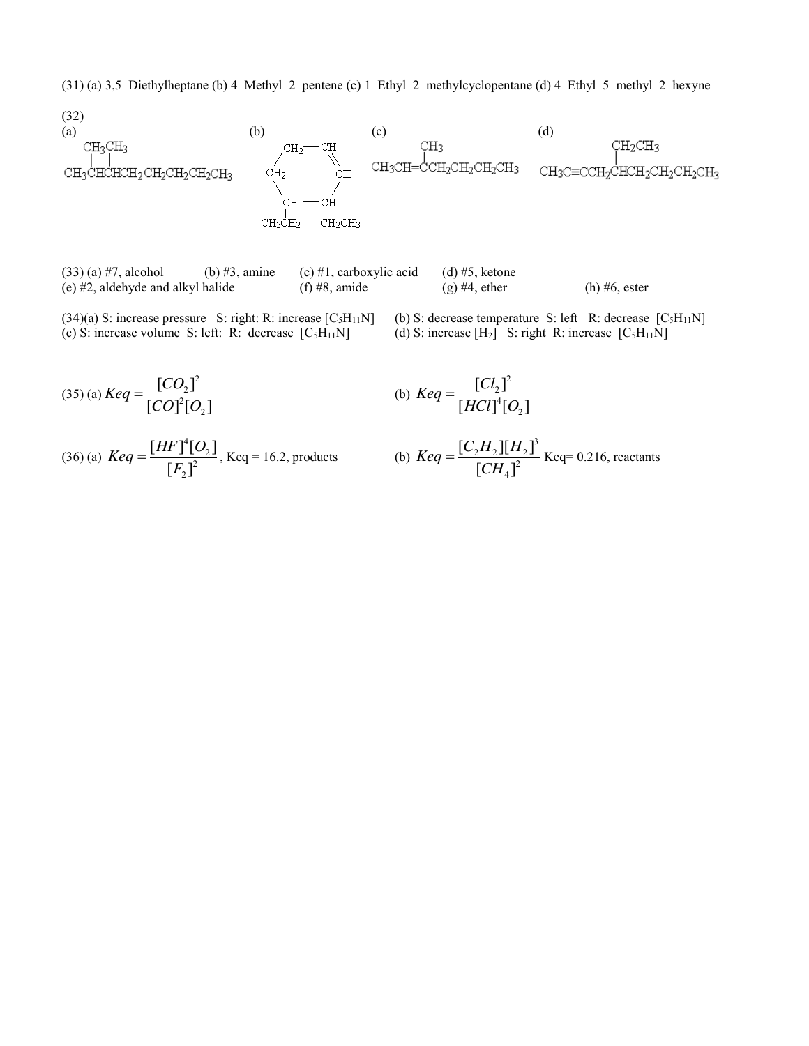(31) (a) 3,5–Diethylheptane (b) 4–Methyl–2–pentene (c) 1–Ethyl–2–methylcyclopentane (d) 4–Ethyl–5–methyl–2–hexyne

(32)

(a)

```
   CH3 CH3
    |   |
CH3CHCHCH2CH2CH2CH2CH3
```

(b)

```
      CH2 — CH
     /        \\
  CH2          CH
     \        /
      CH — CH
      |     |
  CH3CH2   CH2CH3
```

(c)

```
         CH3
          |
CH3CH=CCH2CH2CH2CH3
```

(d)

```
               CH2CH3
                 |
CH3C≡CCH2CHCH2CH2CH2CH3
```

(33) (a) #7, alcohol (b) #3, amine (c) #1, carboxylic acid (d) #5, ketone
(e) #2, aldehyde and alkyl halide (f) #8, amide (g) #4, ether (h) #6, ester

(34)(a) S: increase pressure S: right: R: increase [$C_5H_{11}N$]
(b) S: decrease temperature S: left R: decrease [$C_5H_{11}N$]
(c) S: increase volume S: left: R: decrease [$C_5H_{11}N$]
(d) S: increase [$H_2$] S: right R: increase [$C_5H_{11}N$]

(35) (a) $Keq = \dfrac{[CO_2]^2}{[CO]^2[O_2]}$ (b) $Keq = \dfrac{[Cl_2]^2}{[HCl]^4[O_2]}$

(36) (a) $Keq = \dfrac{[HF]^4[O_2]}{[F_2]^2}$, Keq = 16.2, products (b) $Keq = \dfrac{[C_2H_2][H_2]^3}{[CH_4]^2}$ Keq= 0.216, reactants